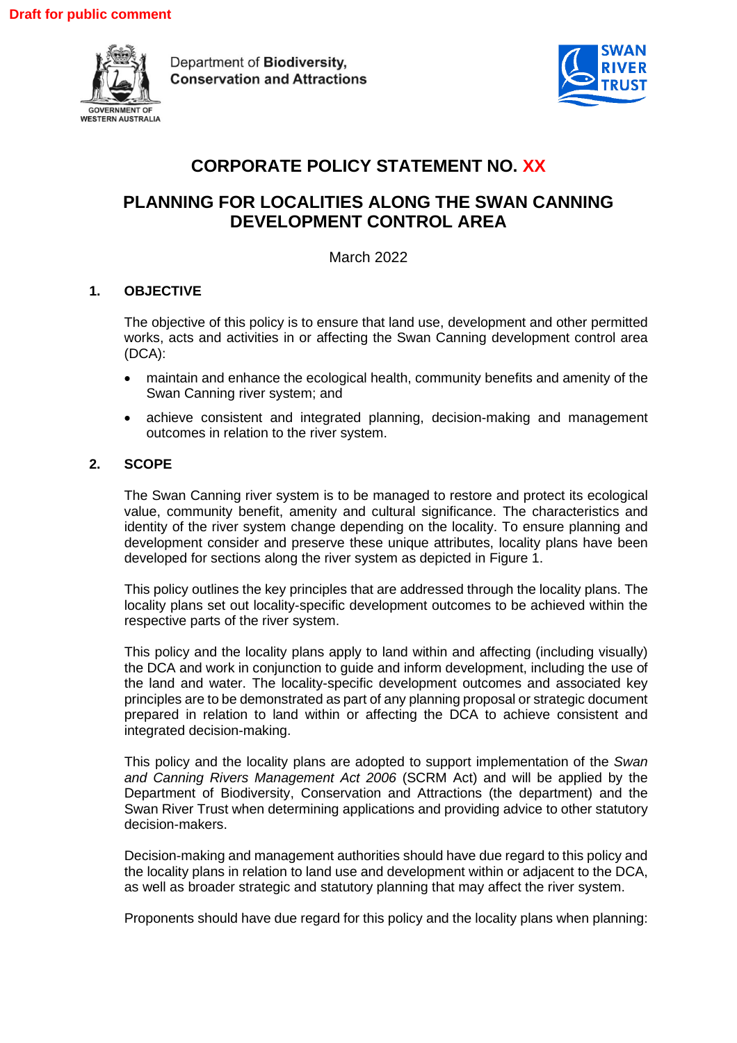Draft for public comment

Department of **Biodiversity, Conservation and Attractions**

GOVERNMENT OF WESTERN AUSTRALIA

SWAN RIVER TRUST

# CORPORATE POLICY STATEMENT NO. XX

# PLANNING FOR LOCALITIES ALONG THE SWAN CANNING DEVELOPMENT CONTROL AREA

March 2022

## 1. OBJECTIVE

The objective of this policy is to ensure that land use, development and other permitted works, acts and activities in or affecting the Swan Canning development control area (DCA):

- maintain and enhance the ecological health, community benefits and amenity of the Swan Canning river system; and
- achieve consistent and integrated planning, decision-making and management outcomes in relation to the river system.

## 2. SCOPE

The Swan Canning river system is to be managed to restore and protect its ecological value, community benefit, amenity and cultural significance. The characteristics and identity of the river system change depending on the locality. To ensure planning and development consider and preserve these unique attributes, locality plans have been developed for sections along the river system as depicted in Figure 1.

This policy outlines the key principles that are addressed through the locality plans. The locality plans set out locality-specific development outcomes to be achieved within the respective parts of the river system.

This policy and the locality plans apply to land within and affecting (including visually) the DCA and work in conjunction to guide and inform development, including the use of the land and water. The locality-specific development outcomes and associated key principles are to be demonstrated as part of any planning proposal or strategic document prepared in relation to land within or affecting the DCA to achieve consistent and integrated decision-making.

This policy and the locality plans are adopted to support implementation of the *Swan and Canning Rivers Management Act 2006* (SCRM Act) and will be applied by the Department of Biodiversity, Conservation and Attractions (the department) and the Swan River Trust when determining applications and providing advice to other statutory decision-makers.

Decision-making and management authorities should have due regard to this policy and the locality plans in relation to land use and development within or adjacent to the DCA, as well as broader strategic and statutory planning that may affect the river system.

Proponents should have due regard for this policy and the locality plans when planning: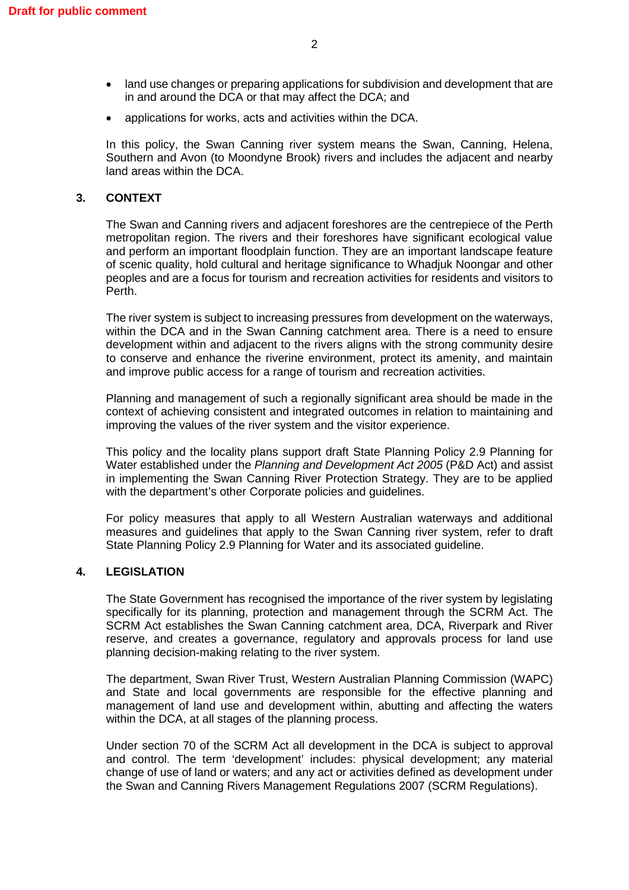- land use changes or preparing applications for subdivision and development that are in and around the DCA or that may affect the DCA; and
- applications for works, acts and activities within the DCA.

In this policy, the Swan Canning river system means the Swan, Canning, Helena, Southern and Avon (to Moondyne Brook) rivers and includes the adjacent and nearby land areas within the DCA.

## 3. CONTEXT

The Swan and Canning rivers and adjacent foreshores are the centrepiece of the Perth metropolitan region. The rivers and their foreshores have significant ecological value and perform an important floodplain function. They are an important landscape feature of scenic quality, hold cultural and heritage significance to Whadjuk Noongar and other peoples and are a focus for tourism and recreation activities for residents and visitors to Perth.

The river system is subject to increasing pressures from development on the waterways, within the DCA and in the Swan Canning catchment area. There is a need to ensure development within and adjacent to the rivers aligns with the strong community desire to conserve and enhance the riverine environment, protect its amenity, and maintain and improve public access for a range of tourism and recreation activities.

Planning and management of such a regionally significant area should be made in the context of achieving consistent and integrated outcomes in relation to maintaining and improving the values of the river system and the visitor experience.

This policy and the locality plans support draft State Planning Policy 2.9 Planning for Water established under the *Planning and Development Act 2005* (P&D Act) and assist in implementing the Swan Canning River Protection Strategy. They are to be applied with the department's other Corporate policies and guidelines.

For policy measures that apply to all Western Australian waterways and additional measures and guidelines that apply to the Swan Canning river system, refer to draft State Planning Policy 2.9 Planning for Water and its associated guideline.

## 4. LEGISLATION

The State Government has recognised the importance of the river system by legislating specifically for its planning, protection and management through the SCRM Act. The SCRM Act establishes the Swan Canning catchment area, DCA, Riverpark and River reserve, and creates a governance, regulatory and approvals process for land use planning decision-making relating to the river system.

The department, Swan River Trust, Western Australian Planning Commission (WAPC) and State and local governments are responsible for the effective planning and management of land use and development within, abutting and affecting the waters within the DCA, at all stages of the planning process.

Under section 70 of the SCRM Act all development in the DCA is subject to approval and control. The term 'development' includes: physical development; any material change of use of land or waters; and any act or activities defined as development under the Swan and Canning Rivers Management Regulations 2007 (SCRM Regulations).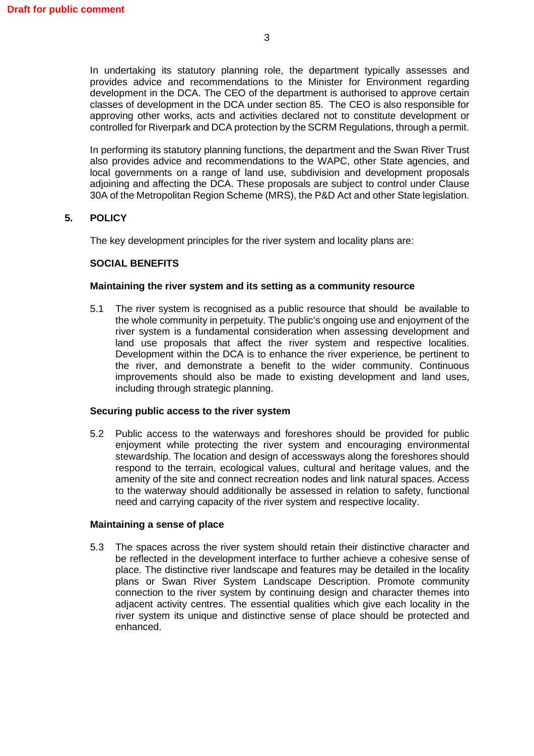In undertaking its statutory planning role, the department typically assesses and provides advice and recommendations to the Minister for Environment regarding development in the DCA. The CEO of the department is authorised to approve certain classes of development in the DCA under section 85. The CEO is also responsible for approving other works, acts and activities declared not to constitute development or controlled for Riverpark and DCA protection by the SCRM Regulations, through a permit.

In performing its statutory planning functions, the department and the Swan River Trust also provides advice and recommendations to the WAPC, other State agencies, and local governments on a range of land use, subdivision and development proposals adjoining and affecting the DCA. These proposals are subject to control under Clause 30A of the Metropolitan Region Scheme (MRS), the P&D Act and other State legislation.

## 5. POLICY

The key development principles for the river system and locality plans are:

### SOCIAL BENEFITS

#### Maintaining the river system and its setting as a community resource

5.1 The river system is recognised as a public resource that should be available to the whole community in perpetuity. The public's ongoing use and enjoyment of the river system is a fundamental consideration when assessing development and land use proposals that affect the river system and respective localities. Development within the DCA is to enhance the river experience, be pertinent to the river, and demonstrate a benefit to the wider community. Continuous improvements should also be made to existing development and land uses, including through strategic planning.

#### Securing public access to the river system

5.2 Public access to the waterways and foreshores should be provided for public enjoyment while protecting the river system and encouraging environmental stewardship. The location and design of accessways along the foreshores should respond to the terrain, ecological values, cultural and heritage values, and the amenity of the site and connect recreation nodes and link natural spaces. Access to the waterway should additionally be assessed in relation to safety, functional need and carrying capacity of the river system and respective locality.

#### Maintaining a sense of place

5.3 The spaces across the river system should retain their distinctive character and be reflected in the development interface to further achieve a cohesive sense of place. The distinctive river landscape and features may be detailed in the locality plans or Swan River System Landscape Description. Promote community connection to the river system by continuing design and character themes into adjacent activity centres. The essential qualities which give each locality in the river system its unique and distinctive sense of place should be protected and enhanced.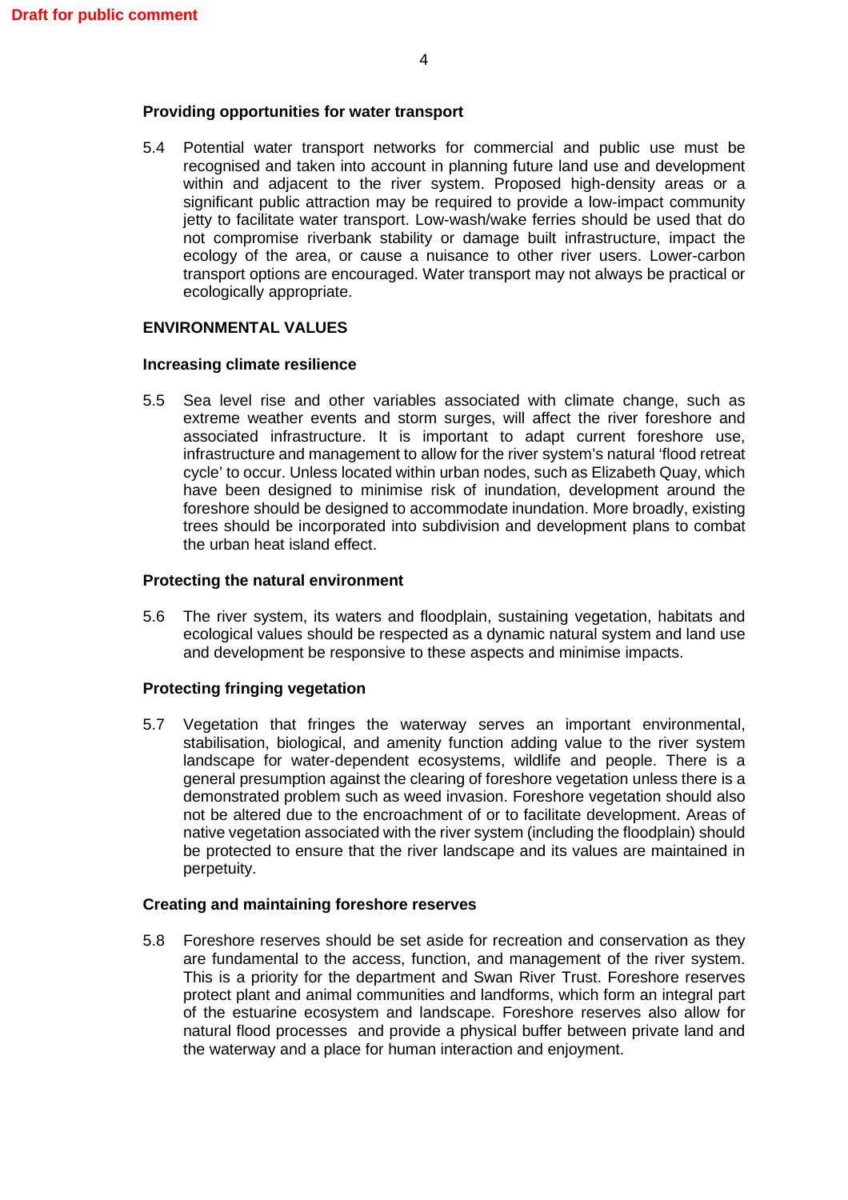### Providing opportunities for water transport

5.4 Potential water transport networks for commercial and public use must be recognised and taken into account in planning future land use and development within and adjacent to the river system. Proposed high-density areas or a significant public attraction may be required to provide a low-impact community jetty to facilitate water transport. Low-wash/wake ferries should be used that do not compromise riverbank stability or damage built infrastructure, impact the ecology of the area, or cause a nuisance to other river users. Lower-carbon transport options are encouraged. Water transport may not always be practical or ecologically appropriate.

## ENVIRONMENTAL VALUES

### Increasing climate resilience

5.5 Sea level rise and other variables associated with climate change, such as extreme weather events and storm surges, will affect the river foreshore and associated infrastructure. It is important to adapt current foreshore use, infrastructure and management to allow for the river system's natural 'flood retreat cycle' to occur. Unless located within urban nodes, such as Elizabeth Quay, which have been designed to minimise risk of inundation, development around the foreshore should be designed to accommodate inundation. More broadly, existing trees should be incorporated into subdivision and development plans to combat the urban heat island effect.

### Protecting the natural environment

5.6 The river system, its waters and floodplain, sustaining vegetation, habitats and ecological values should be respected as a dynamic natural system and land use and development be responsive to these aspects and minimise impacts.

### Protecting fringing vegetation

5.7 Vegetation that fringes the waterway serves an important environmental, stabilisation, biological, and amenity function adding value to the river system landscape for water-dependent ecosystems, wildlife and people. There is a general presumption against the clearing of foreshore vegetation unless there is a demonstrated problem such as weed invasion. Foreshore vegetation should also not be altered due to the encroachment of or to facilitate development. Areas of native vegetation associated with the river system (including the floodplain) should be protected to ensure that the river landscape and its values are maintained in perpetuity.

### Creating and maintaining foreshore reserves

5.8 Foreshore reserves should be set aside for recreation and conservation as they are fundamental to the access, function, and management of the river system. This is a priority for the department and Swan River Trust. Foreshore reserves protect plant and animal communities and landforms, which form an integral part of the estuarine ecosystem and landscape. Foreshore reserves also allow for natural flood processes and provide a physical buffer between private land and the waterway and a place for human interaction and enjoyment.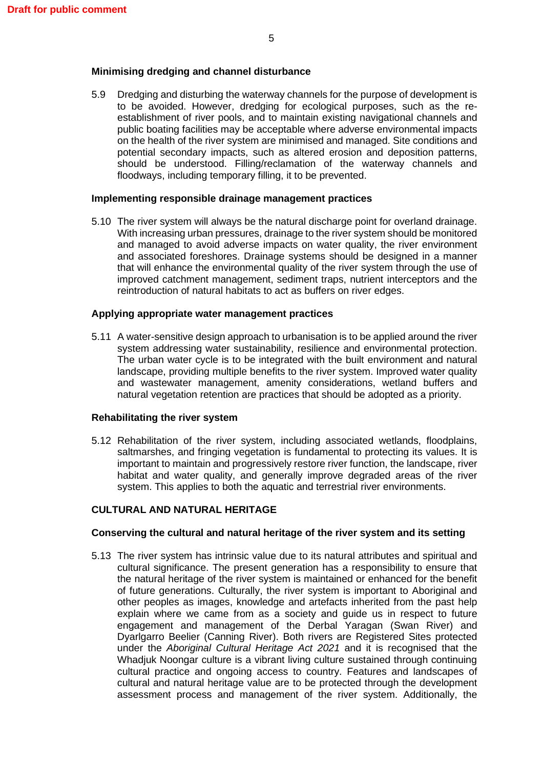**Minimising dredging and channel disturbance**

5.9 Dredging and disturbing the waterway channels for the purpose of development is to be avoided. However, dredging for ecological purposes, such as the re-establishment of river pools, and to maintain existing navigational channels and public boating facilities may be acceptable where adverse environmental impacts on the health of the river system are minimised and managed. Site conditions and potential secondary impacts, such as altered erosion and deposition patterns, should be understood. Filling/reclamation of the waterway channels and floodways, including temporary filling, it to be prevented.

**Implementing responsible drainage management practices**

5.10 The river system will always be the natural discharge point for overland drainage. With increasing urban pressures, drainage to the river system should be monitored and managed to avoid adverse impacts on water quality, the river environment and associated foreshores. Drainage systems should be designed in a manner that will enhance the environmental quality of the river system through the use of improved catchment management, sediment traps, nutrient interceptors and the reintroduction of natural habitats to act as buffers on river edges.

**Applying appropriate water management practices**

5.11 A water-sensitive design approach to urbanisation is to be applied around the river system addressing water sustainability, resilience and environmental protection. The urban water cycle is to be integrated with the built environment and natural landscape, providing multiple benefits to the river system. Improved water quality and wastewater management, amenity considerations, wetland buffers and natural vegetation retention are practices that should be adopted as a priority.

**Rehabilitating the river system**

5.12 Rehabilitation of the river system, including associated wetlands, floodplains, saltmarshes, and fringing vegetation is fundamental to protecting its values. It is important to maintain and progressively restore river function, the landscape, river habitat and water quality, and generally improve degraded areas of the river system. This applies to both the aquatic and terrestrial river environments.

## CULTURAL AND NATURAL HERITAGE

**Conserving the cultural and natural heritage of the river system and its setting**

5.13 The river system has intrinsic value due to its natural attributes and spiritual and cultural significance. The present generation has a responsibility to ensure that the natural heritage of the river system is maintained or enhanced for the benefit of future generations. Culturally, the river system is important to Aboriginal and other peoples as images, knowledge and artefacts inherited from the past help explain where we came from as a society and guide us in respect to future engagement and management of the Derbal Yaragan (Swan River) and Dyarlgarro Beelier (Canning River). Both rivers are Registered Sites protected under the *Aboriginal Cultural Heritage Act 2021* and it is recognised that the Whadjuk Noongar culture is a vibrant living culture sustained through continuing cultural practice and ongoing access to country. Features and landscapes of cultural and natural heritage value are to be protected through the development assessment process and management of the river system. Additionally, the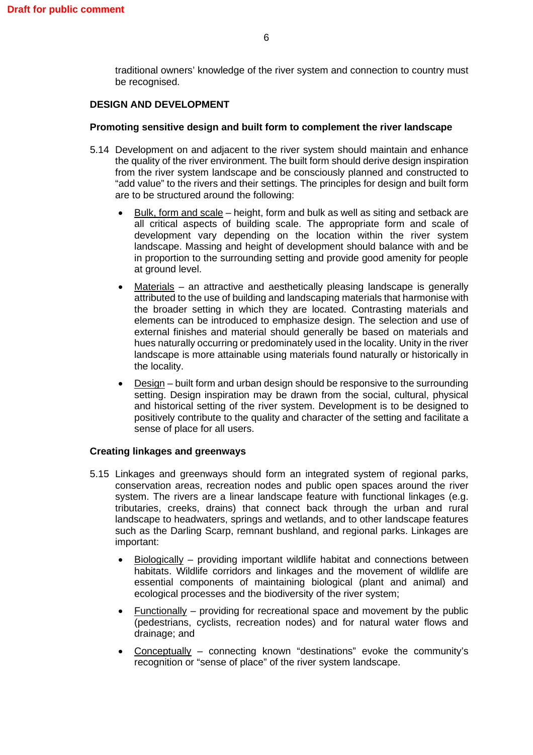traditional owners' knowledge of the river system and connection to country must be recognised.

## DESIGN AND DEVELOPMENT

### Promoting sensitive design and built form to complement the river landscape

5.14 Development on and adjacent to the river system should maintain and enhance the quality of the river environment. The built form should derive design inspiration from the river system landscape and be consciously planned and constructed to "add value" to the rivers and their settings. The principles for design and built form are to be structured around the following:

- <u>Bulk, form and scale</u> – height, form and bulk as well as siting and setback are all critical aspects of building scale. The appropriate form and scale of development vary depending on the location within the river system landscape. Massing and height of development should balance with and be in proportion to the surrounding setting and provide good amenity for people at ground level.

- <u>Materials</u> – an attractive and aesthetically pleasing landscape is generally attributed to the use of building and landscaping materials that harmonise with the broader setting in which they are located. Contrasting materials and elements can be introduced to emphasize design. The selection and use of external finishes and material should generally be based on materials and hues naturally occurring or predominately used in the locality. Unity in the river landscape is more attainable using materials found naturally or historically in the locality.

- <u>Design</u> – built form and urban design should be responsive to the surrounding setting. Design inspiration may be drawn from the social, cultural, physical and historical setting of the river system. Development is to be designed to positively contribute to the quality and character of the setting and facilitate a sense of place for all users.

### Creating linkages and greenways

5.15 Linkages and greenways should form an integrated system of regional parks, conservation areas, recreation nodes and public open spaces around the river system. The rivers are a linear landscape feature with functional linkages (e.g. tributaries, creeks, drains) that connect back through the urban and rural landscape to headwaters, springs and wetlands, and to other landscape features such as the Darling Scarp, remnant bushland, and regional parks. Linkages are important:

- <u>Biologically</u> – providing important wildlife habitat and connections between habitats. Wildlife corridors and linkages and the movement of wildlife are essential components of maintaining biological (plant and animal) and ecological processes and the biodiversity of the river system;

- <u>Functionally</u> – providing for recreational space and movement by the public (pedestrians, cyclists, recreation nodes) and for natural water flows and drainage; and

- <u>Conceptually</u> – connecting known "destinations" evoke the community's recognition or "sense of place" of the river system landscape.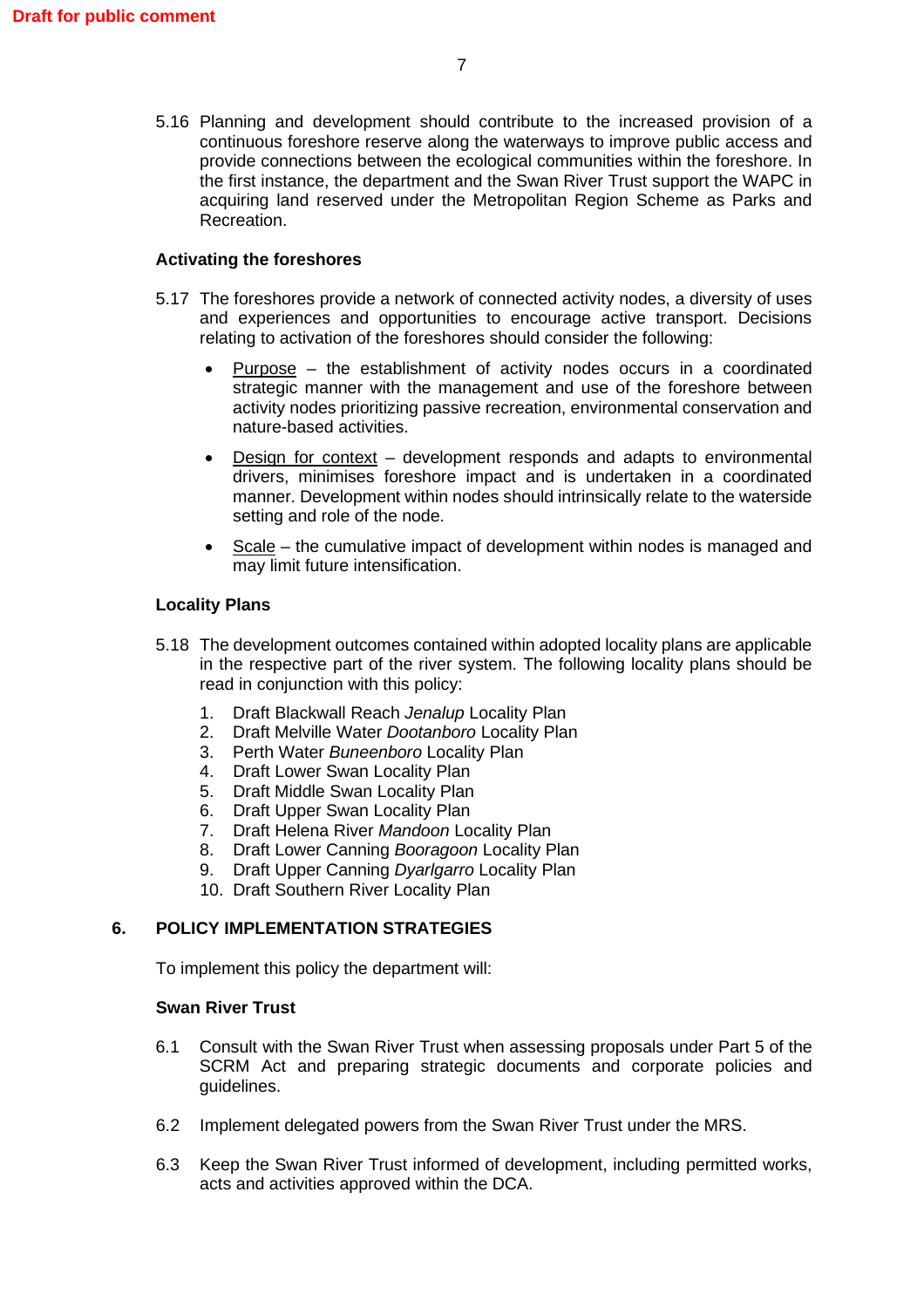5.16 Planning and development should contribute to the increased provision of a continuous foreshore reserve along the waterways to improve public access and provide connections between the ecological communities within the foreshore. In the first instance, the department and the Swan River Trust support the WAPC in acquiring land reserved under the Metropolitan Region Scheme as Parks and Recreation.

### Activating the foreshores

5.17 The foreshores provide a network of connected activity nodes, a diversity of uses and experiences and opportunities to encourage active transport. Decisions relating to activation of the foreshores should consider the following:

- <u>Purpose</u> – the establishment of activity nodes occurs in a coordinated strategic manner with the management and use of the foreshore between activity nodes prioritizing passive recreation, environmental conservation and nature-based activities.
- <u>Design for context</u> – development responds and adapts to environmental drivers, minimises foreshore impact and is undertaken in a coordinated manner. Development within nodes should intrinsically relate to the waterside setting and role of the node.
- <u>Scale</u> – the cumulative impact of development within nodes is managed and may limit future intensification.

### Locality Plans

5.18 The development outcomes contained within adopted locality plans are applicable in the respective part of the river system. The following locality plans should be read in conjunction with this policy:

1. Draft Blackwall Reach *Jenalup* Locality Plan
2. Draft Melville Water *Dootanboro* Locality Plan
3. Perth Water *Buneenboro* Locality Plan
4. Draft Lower Swan Locality Plan
5. Draft Middle Swan Locality Plan
6. Draft Upper Swan Locality Plan
7. Draft Helena River *Mandoon* Locality Plan
8. Draft Lower Canning *Booragoon* Locality Plan
9. Draft Upper Canning *Dyarlgarro* Locality Plan
10. Draft Southern River Locality Plan

## 6. POLICY IMPLEMENTATION STRATEGIES

To implement this policy the department will:

### Swan River Trust

6.1 Consult with the Swan River Trust when assessing proposals under Part 5 of the SCRM Act and preparing strategic documents and corporate policies and guidelines.

6.2 Implement delegated powers from the Swan River Trust under the MRS.

6.3 Keep the Swan River Trust informed of development, including permitted works, acts and activities approved within the DCA.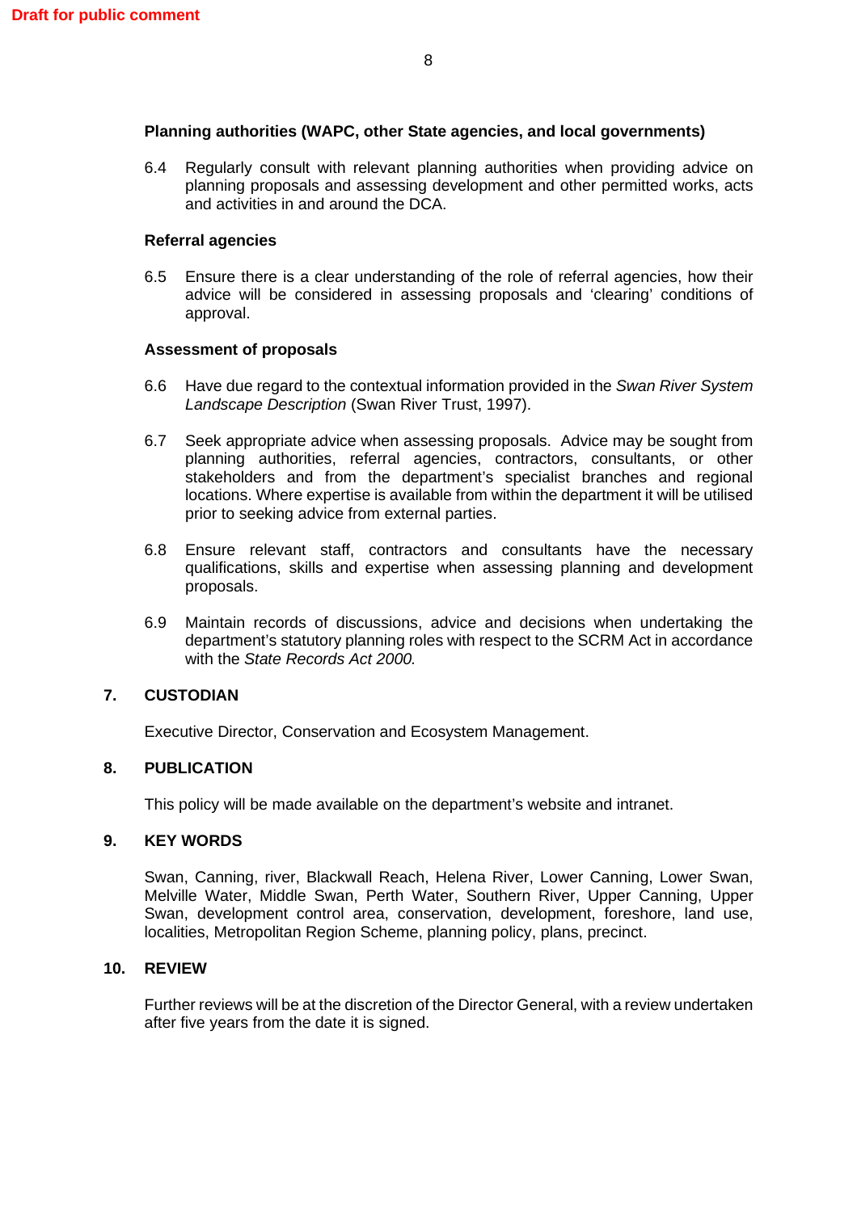**Planning authorities (WAPC, other State agencies, and local governments)**

6.4 Regularly consult with relevant planning authorities when providing advice on planning proposals and assessing development and other permitted works, acts and activities in and around the DCA.

**Referral agencies**

6.5 Ensure there is a clear understanding of the role of referral agencies, how their advice will be considered in assessing proposals and 'clearing' conditions of approval.

**Assessment of proposals**

6.6 Have due regard to the contextual information provided in the *Swan River System Landscape Description* (Swan River Trust, 1997).

6.7 Seek appropriate advice when assessing proposals. Advice may be sought from planning authorities, referral agencies, contractors, consultants, or other stakeholders and from the department's specialist branches and regional locations. Where expertise is available from within the department it will be utilised prior to seeking advice from external parties.

6.8 Ensure relevant staff, contractors and consultants have the necessary qualifications, skills and expertise when assessing planning and development proposals.

6.9 Maintain records of discussions, advice and decisions when undertaking the department's statutory planning roles with respect to the SCRM Act in accordance with the *State Records Act 2000.*

## 7. CUSTODIAN

Executive Director, Conservation and Ecosystem Management.

## 8. PUBLICATION

This policy will be made available on the department's website and intranet.

## 9. KEY WORDS

Swan, Canning, river, Blackwall Reach, Helena River, Lower Canning, Lower Swan, Melville Water, Middle Swan, Perth Water, Southern River, Upper Canning, Upper Swan, development control area, conservation, development, foreshore, land use, localities, Metropolitan Region Scheme, planning policy, plans, precinct.

## 10. REVIEW

Further reviews will be at the discretion of the Director General, with a review undertaken after five years from the date it is signed.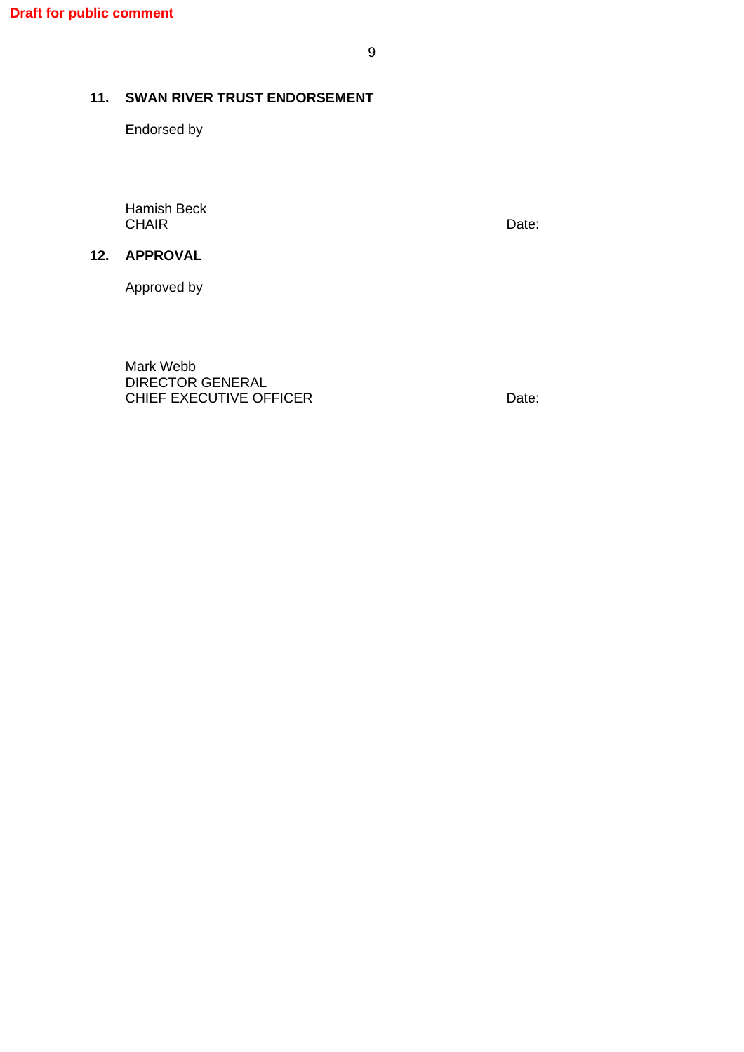Draft for public comment

## 11. SWAN RIVER TRUST ENDORSEMENT

Endorsed by

Hamish Beck
CHAIR

Date:

## 12. APPROVAL

Approved by

Mark Webb
DIRECTOR GENERAL
CHIEF EXECUTIVE OFFICER

Date: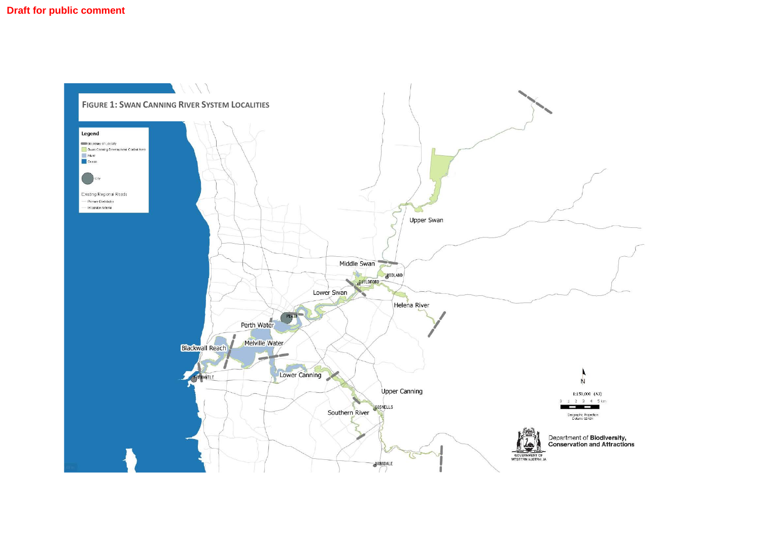**Draft for public comment**

**FIGURE 1: SWAN CANNING RIVER SYSTEM LOCALITIES**

Legend

Boundary of Locality

Swan Canning Development Control Area

River

Ocean

City

Existing Regional Roads

Primary Distributor

Integrator Arterial

Upper Swan

Middle Swan

MIDLAND

GUILDFORD

Lower Swan

Helena River

PERTH

Perth Water

Melville Water

Blackwall Reach

FREMANTLE

Lower Canning

Upper Canning

GOSNELLS

Southern River

ARMADALE

N

1:150,000 (A3)

0 1 2 3 4 5 km

Geographic Projection
Datum: GDA94

Department of Biodiversity, Conservation and Attractions

GOVERNMENT OF WESTERN AUSTRALIA